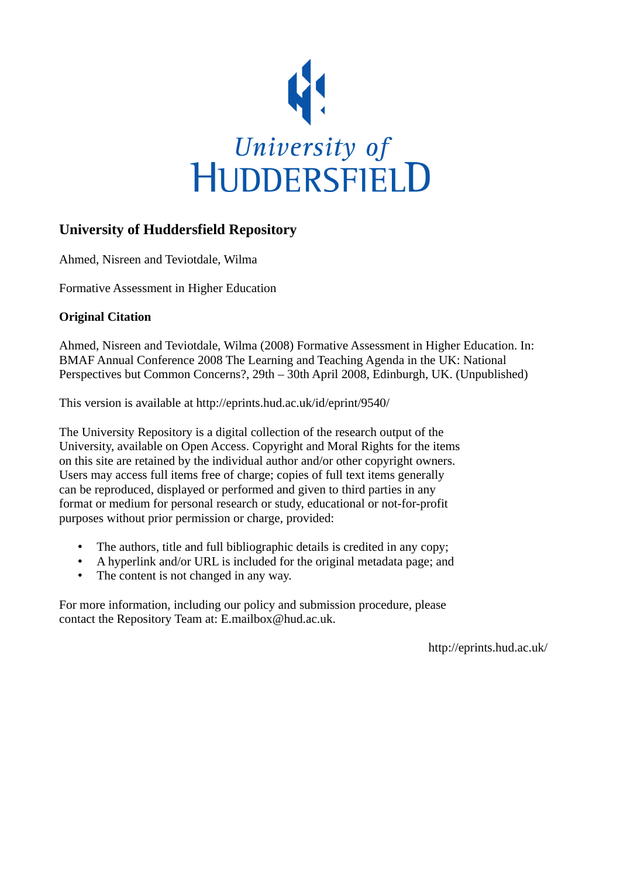University of
HUDDERSFIELD

# University of Huddersfield Repository

Ahmed, Nisreen and Teviotdale, Wilma

Formative Assessment in Higher Education

**Original Citation**

Ahmed, Nisreen and Teviotdale, Wilma (2008) Formative Assessment in Higher Education. In: BMAF Annual Conference 2008 The Learning and Teaching Agenda in the UK: National Perspectives but Common Concerns?, 29th – 30th April 2008, Edinburgh, UK. (Unpublished)

This version is available at http://eprints.hud.ac.uk/id/eprint/9540/

The University Repository is a digital collection of the research output of the University, available on Open Access. Copyright and Moral Rights for the items on this site are retained by the individual author and/or other copyright owners. Users may access full items free of charge; copies of full text items generally can be reproduced, displayed or performed and given to third parties in any format or medium for personal research or study, educational or not-for-profit purposes without prior permission or charge, provided:

- The authors, title and full bibliographic details is credited in any copy;
- A hyperlink and/or URL is included for the original metadata page; and
- The content is not changed in any way.

For more information, including our policy and submission procedure, please contact the Repository Team at: E.mailbox@hud.ac.uk.

http://eprints.hud.ac.uk/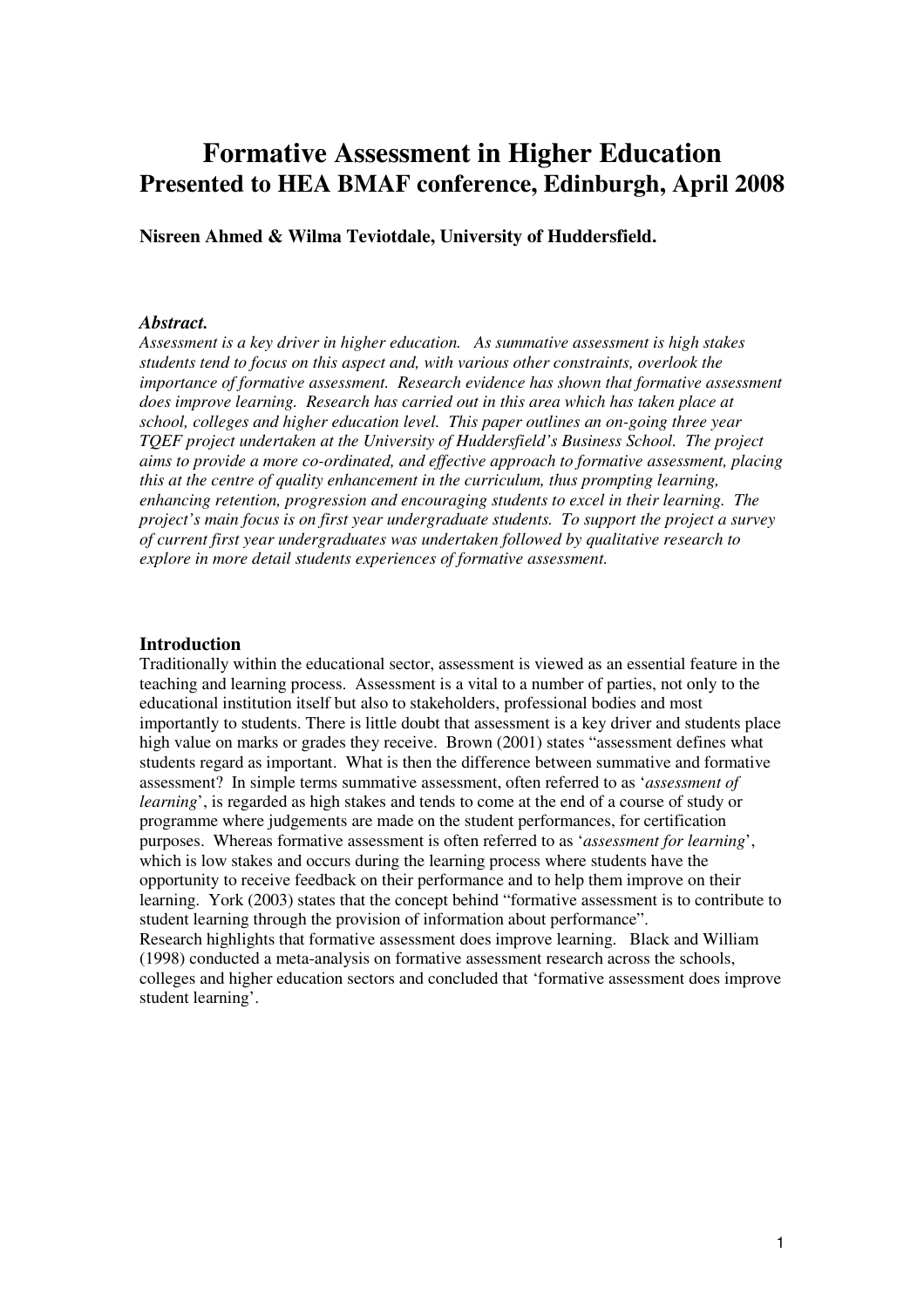# Formative Assessment in Higher Education

## Presented to HEA BMAF conference, Edinburgh, April 2008

**Nisreen Ahmed & Wilma Teviotdale, University of Huddersfield.**

### *Abstract.*

*Assessment is a key driver in higher education. As summative assessment is high stakes students tend to focus on this aspect and, with various other constraints, overlook the importance of formative assessment. Research evidence has shown that formative assessment does improve learning. Research has carried out in this area which has taken place at school, colleges and higher education level. This paper outlines an on-going three year TQEF project undertaken at the University of Huddersfield's Business School. The project aims to provide a more co-ordinated, and effective approach to formative assessment, placing this at the centre of quality enhancement in the curriculum, thus prompting learning, enhancing retention, progression and encouraging students to excel in their learning. The project's main focus is on first year undergraduate students. To support the project a survey of current first year undergraduates was undertaken followed by qualitative research to explore in more detail students experiences of formative assessment.*

### Introduction

Traditionally within the educational sector, assessment is viewed as an essential feature in the teaching and learning process. Assessment is a vital to a number of parties, not only to the educational institution itself but also to stakeholders, professional bodies and most importantly to students. There is little doubt that assessment is a key driver and students place high value on marks or grades they receive. Brown (2001) states "assessment defines what students regard as important. What is then the difference between summative and formative assessment? In simple terms summative assessment, often referred to as '*assessment of learning*', is regarded as high stakes and tends to come at the end of a course of study or programme where judgements are made on the student performances, for certification purposes. Whereas formative assessment is often referred to as '*assessment for learning*', which is low stakes and occurs during the learning process where students have the opportunity to receive feedback on their performance and to help them improve on their learning. York (2003) states that the concept behind "formative assessment is to contribute to student learning through the provision of information about performance".

Research highlights that formative assessment does improve learning. Black and William (1998) conducted a meta-analysis on formative assessment research across the schools, colleges and higher education sectors and concluded that 'formative assessment does improve student learning'.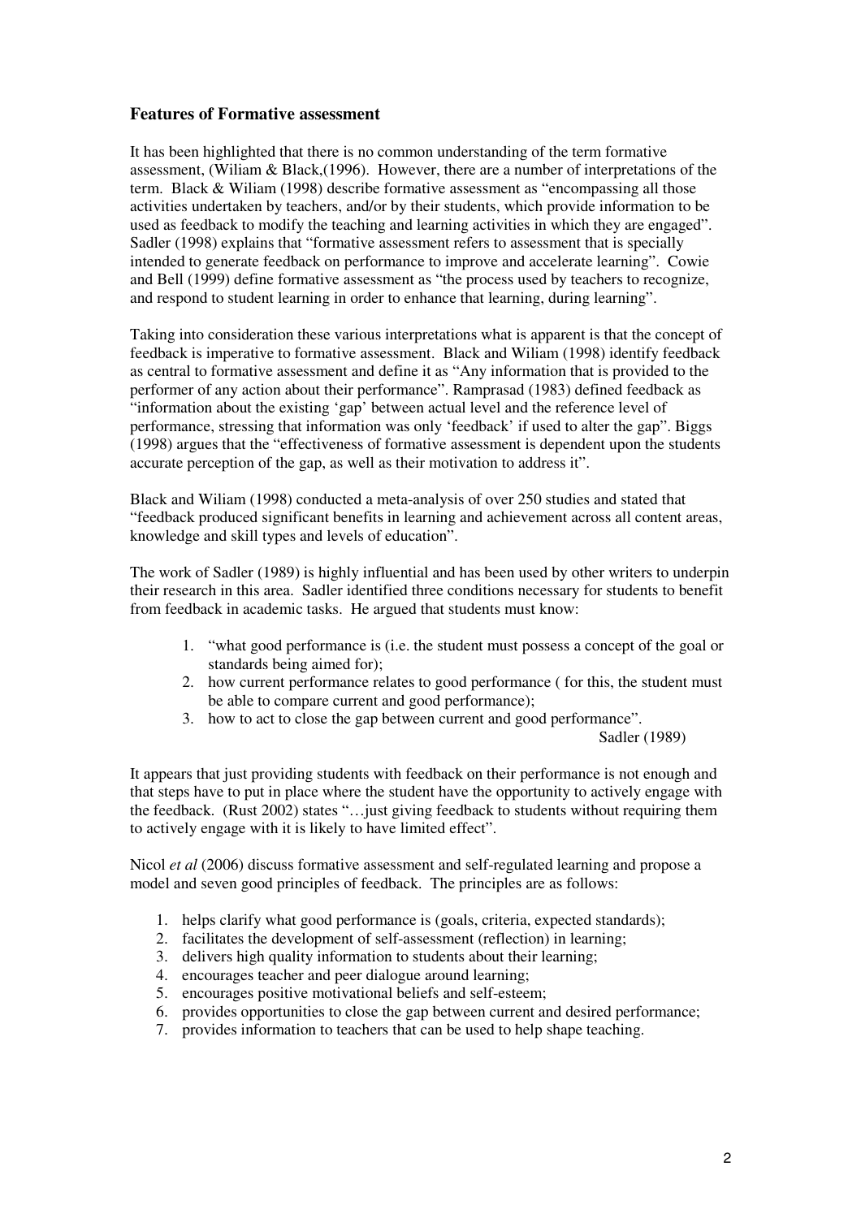### Features of Formative assessment

It has been highlighted that there is no common understanding of the term formative assessment, (Wiliam & Black,(1996). However, there are a number of interpretations of the term. Black & Wiliam (1998) describe formative assessment as "encompassing all those activities undertaken by teachers, and/or by their students, which provide information to be used as feedback to modify the teaching and learning activities in which they are engaged". Sadler (1998) explains that "formative assessment refers to assessment that is specially intended to generate feedback on performance to improve and accelerate learning". Cowie and Bell (1999) define formative assessment as "the process used by teachers to recognize, and respond to student learning in order to enhance that learning, during learning".

Taking into consideration these various interpretations what is apparent is that the concept of feedback is imperative to formative assessment. Black and Wiliam (1998) identify feedback as central to formative assessment and define it as "Any information that is provided to the performer of any action about their performance". Ramprasad (1983) defined feedback as "information about the existing 'gap' between actual level and the reference level of performance, stressing that information was only 'feedback' if used to alter the gap". Biggs (1998) argues that the "effectiveness of formative assessment is dependent upon the students accurate perception of the gap, as well as their motivation to address it".

Black and Wiliam (1998) conducted a meta-analysis of over 250 studies and stated that "feedback produced significant benefits in learning and achievement across all content areas, knowledge and skill types and levels of education".

The work of Sadler (1989) is highly influential and has been used by other writers to underpin their research in this area. Sadler identified three conditions necessary for students to benefit from feedback in academic tasks. He argued that students must know:

1. "what good performance is (i.e. the student must possess a concept of the goal or standards being aimed for);
2. how current performance relates to good performance ( for this, the student must be able to compare current and good performance);
3. how to act to close the gap between current and good performance".

Sadler (1989)

It appears that just providing students with feedback on their performance is not enough and that steps have to put in place where the student have the opportunity to actively engage with the feedback. (Rust 2002) states "…just giving feedback to students without requiring them to actively engage with it is likely to have limited effect".

Nicol *et al* (2006) discuss formative assessment and self-regulated learning and propose a model and seven good principles of feedback. The principles are as follows:

1. helps clarify what good performance is (goals, criteria, expected standards);
2. facilitates the development of self-assessment (reflection) in learning;
3. delivers high quality information to students about their learning;
4. encourages teacher and peer dialogue around learning;
5. encourages positive motivational beliefs and self-esteem;
6. provides opportunities to close the gap between current and desired performance;
7. provides information to teachers that can be used to help shape teaching.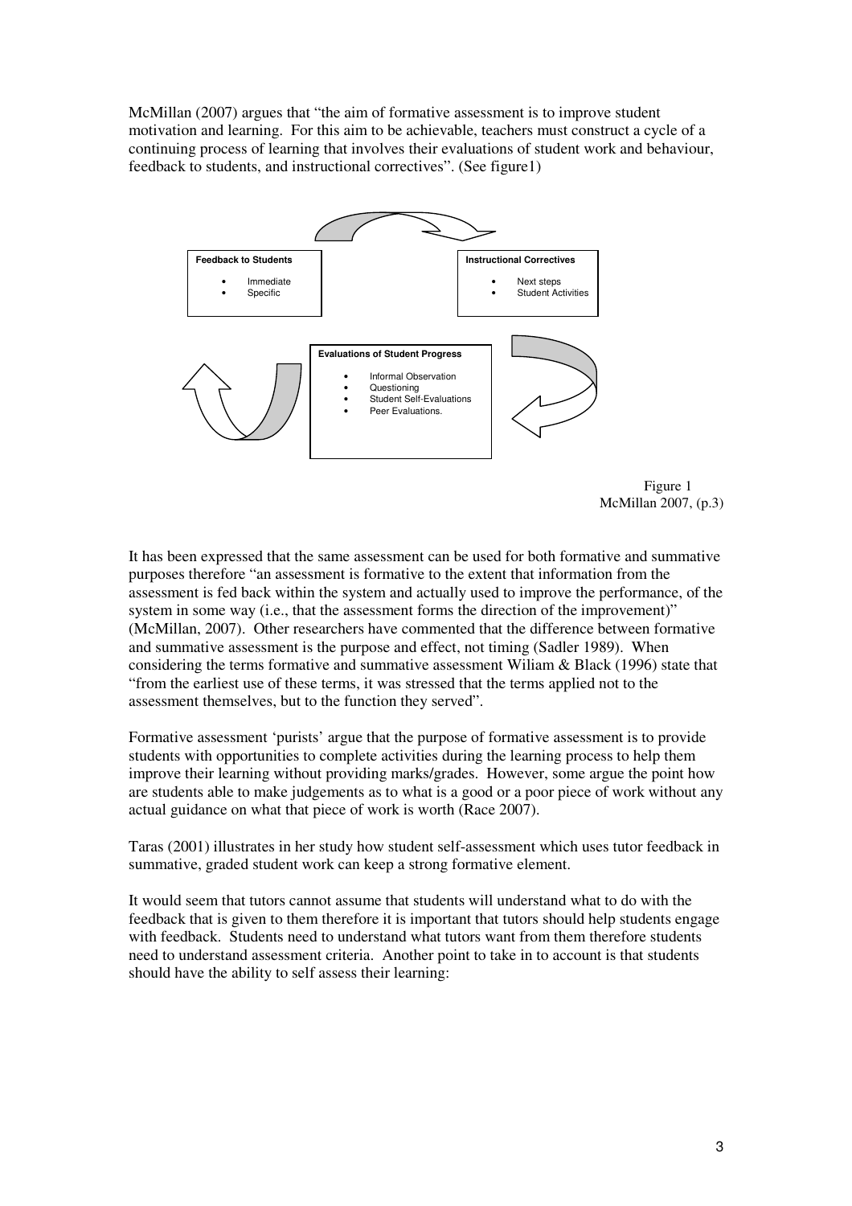McMillan (2007) argues that "the aim of formative assessment is to improve student motivation and learning. For this aim to be achievable, teachers must construct a cycle of a continuing process of learning that involves their evaluations of student work and behaviour, feedback to students, and instructional correctives". (See figure1)

**Feedback to Students**

- Immediate
- Specific

**Instructional Correctives**

- Next steps
- Student Activities

**Evaluations of Student Progress**

- Informal Observation
- Questioning
- Student Self-Evaluations
- Peer Evaluations.

Figure 1
McMillan 2007, (p.3)

It has been expressed that the same assessment can be used for both formative and summative purposes therefore "an assessment is formative to the extent that information from the assessment is fed back within the system and actually used to improve the performance, of the system in some way (i.e., that the assessment forms the direction of the improvement)" (McMillan, 2007). Other researchers have commented that the difference between formative and summative assessment is the purpose and effect, not timing (Sadler 1989). When considering the terms formative and summative assessment Wiliam & Black (1996) state that "from the earliest use of these terms, it was stressed that the terms applied not to the assessment themselves, but to the function they served".

Formative assessment 'purists' argue that the purpose of formative assessment is to provide students with opportunities to complete activities during the learning process to help them improve their learning without providing marks/grades. However, some argue the point how are students able to make judgements as to what is a good or a poor piece of work without any actual guidance on what that piece of work is worth (Race 2007).

Taras (2001) illustrates in her study how student self-assessment which uses tutor feedback in summative, graded student work can keep a strong formative element.

It would seem that tutors cannot assume that students will understand what to do with the feedback that is given to them therefore it is important that tutors should help students engage with feedback. Students need to understand what tutors want from them therefore students need to understand assessment criteria. Another point to take in to account is that students should have the ability to self assess their learning: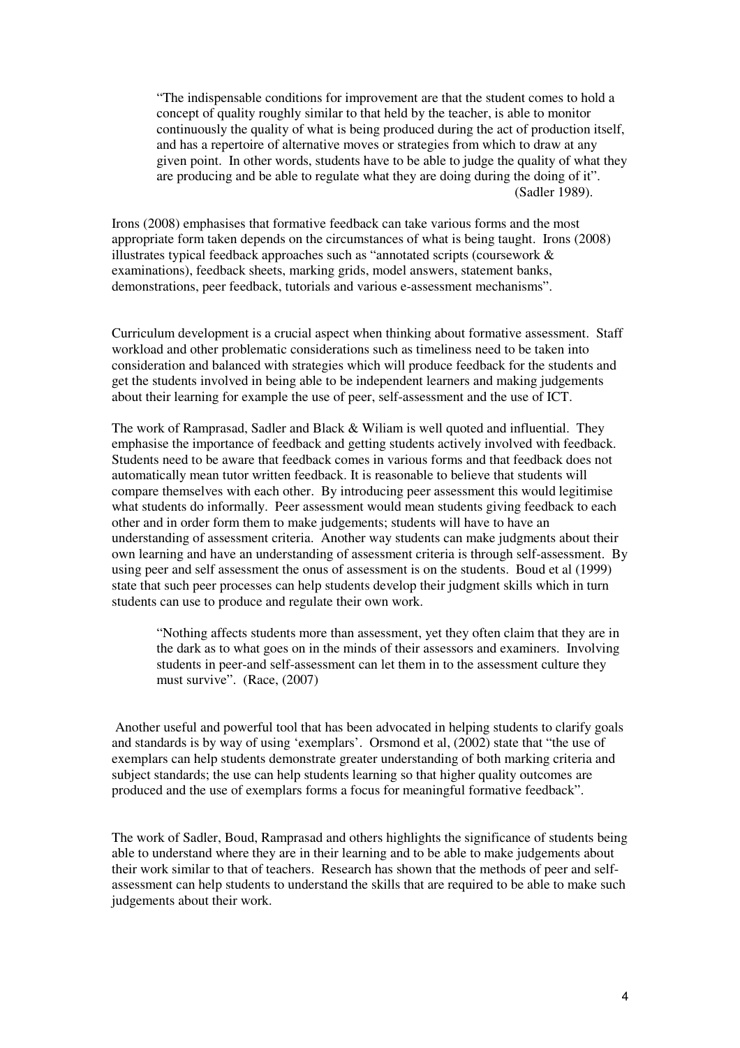> "The indispensable conditions for improvement are that the student comes to hold a concept of quality roughly similar to that held by the teacher, is able to monitor continuously the quality of what is being produced during the act of production itself, and has a repertoire of alternative moves or strategies from which to draw at any given point. In other words, students have to be able to judge the quality of what they are producing and be able to regulate what they are doing during the doing of it".
> (Sadler 1989).

Irons (2008) emphasises that formative feedback can take various forms and the most appropriate form taken depends on the circumstances of what is being taught. Irons (2008) illustrates typical feedback approaches such as "annotated scripts (coursework & examinations), feedback sheets, marking grids, model answers, statement banks, demonstrations, peer feedback, tutorials and various e-assessment mechanisms".

Curriculum development is a crucial aspect when thinking about formative assessment. Staff workload and other problematic considerations such as timeliness need to be taken into consideration and balanced with strategies which will produce feedback for the students and get the students involved in being able to be independent learners and making judgements about their learning for example the use of peer, self-assessment and the use of ICT.

The work of Ramprasad, Sadler and Black & Wiliam is well quoted and influential. They emphasise the importance of feedback and getting students actively involved with feedback. Students need to be aware that feedback comes in various forms and that feedback does not automatically mean tutor written feedback. It is reasonable to believe that students will compare themselves with each other. By introducing peer assessment this would legitimise what students do informally. Peer assessment would mean students giving feedback to each other and in order form them to make judgements; students will have to have an understanding of assessment criteria. Another way students can make judgments about their own learning and have an understanding of assessment criteria is through self-assessment. By using peer and self assessment the onus of assessment is on the students. Boud et al (1999) state that such peer processes can help students develop their judgment skills which in turn students can use to produce and regulate their own work.

> "Nothing affects students more than assessment, yet they often claim that they are in the dark as to what goes on in the minds of their assessors and examiners. Involving students in peer-and self-assessment can let them in to the assessment culture they must survive". (Race, (2007)

Another useful and powerful tool that has been advocated in helping students to clarify goals and standards is by way of using 'exemplars'. Orsmond et al, (2002) state that "the use of exemplars can help students demonstrate greater understanding of both marking criteria and subject standards; the use can help students learning so that higher quality outcomes are produced and the use of exemplars forms a focus for meaningful formative feedback".

The work of Sadler, Boud, Ramprasad and others highlights the significance of students being able to understand where they are in their learning and to be able to make judgements about their work similar to that of teachers. Research has shown that the methods of peer and self-assessment can help students to understand the skills that are required to be able to make such judgements about their work.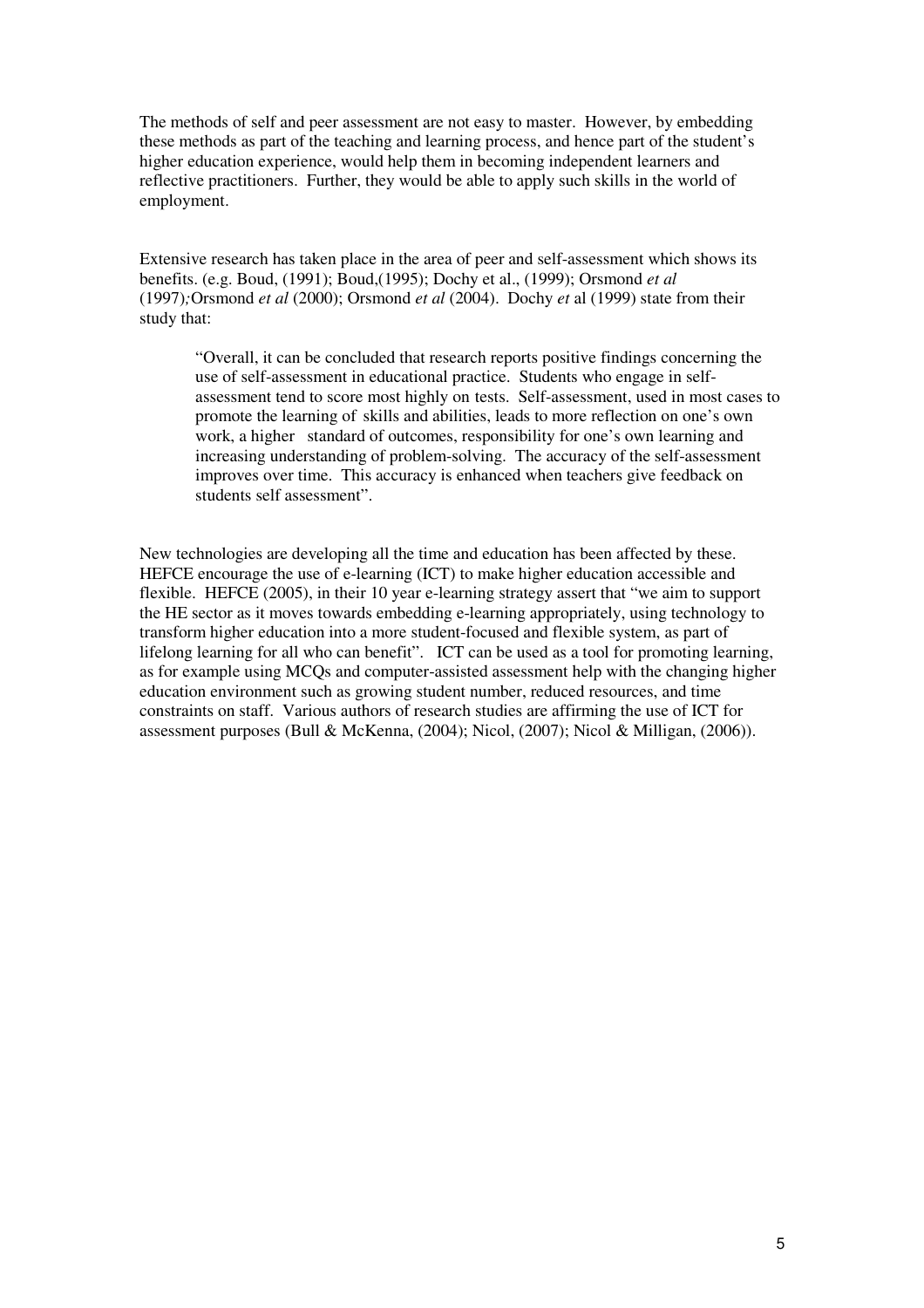The methods of self and peer assessment are not easy to master. However, by embedding these methods as part of the teaching and learning process, and hence part of the student's higher education experience, would help them in becoming independent learners and reflective practitioners. Further, they would be able to apply such skills in the world of employment.

Extensive research has taken place in the area of peer and self-assessment which shows its benefits. (e.g. Boud, (1991); Boud,(1995); Dochy et al., (1999); Orsmond *et al* (1997)*;*Orsmond *et al* (2000); Orsmond *et al* (2004). Dochy *et* al (1999) state from their study that:

> "Overall, it can be concluded that research reports positive findings concerning the use of self-assessment in educational practice. Students who engage in self-assessment tend to score most highly on tests. Self-assessment, used in most cases to promote the learning of skills and abilities, leads to more reflection on one's own work, a higher standard of outcomes, responsibility for one's own learning and increasing understanding of problem-solving. The accuracy of the self-assessment improves over time. This accuracy is enhanced when teachers give feedback on students self assessment".

New technologies are developing all the time and education has been affected by these. HEFCE encourage the use of e-learning (ICT) to make higher education accessible and flexible. HEFCE (2005), in their 10 year e-learning strategy assert that "we aim to support the HE sector as it moves towards embedding e-learning appropriately, using technology to transform higher education into a more student-focused and flexible system, as part of lifelong learning for all who can benefit". ICT can be used as a tool for promoting learning, as for example using MCQs and computer-assisted assessment help with the changing higher education environment such as growing student number, reduced resources, and time constraints on staff. Various authors of research studies are affirming the use of ICT for assessment purposes (Bull & McKenna, (2004); Nicol, (2007); Nicol & Milligan, (2006)).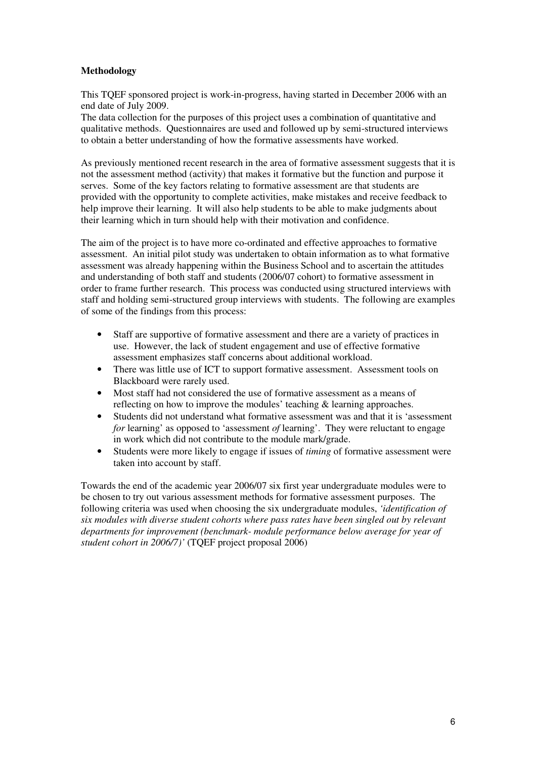**Methodology**

This TQEF sponsored project is work-in-progress, having started in December 2006 with an end date of July 2009.

The data collection for the purposes of this project uses a combination of quantitative and qualitative methods. Questionnaires are used and followed up by semi-structured interviews to obtain a better understanding of how the formative assessments have worked.

As previously mentioned recent research in the area of formative assessment suggests that it is not the assessment method (activity) that makes it formative but the function and purpose it serves. Some of the key factors relating to formative assessment are that students are provided with the opportunity to complete activities, make mistakes and receive feedback to help improve their learning. It will also help students to be able to make judgments about their learning which in turn should help with their motivation and confidence.

The aim of the project is to have more co-ordinated and effective approaches to formative assessment. An initial pilot study was undertaken to obtain information as to what formative assessment was already happening within the Business School and to ascertain the attitudes and understanding of both staff and students (2006/07 cohort) to formative assessment in order to frame further research. This process was conducted using structured interviews with staff and holding semi-structured group interviews with students. The following are examples of some of the findings from this process:

- Staff are supportive of formative assessment and there are a variety of practices in use. However, the lack of student engagement and use of effective formative assessment emphasizes staff concerns about additional workload.
- There was little use of ICT to support formative assessment. Assessment tools on Blackboard were rarely used.
- Most staff had not considered the use of formative assessment as a means of reflecting on how to improve the modules' teaching & learning approaches.
- Students did not understand what formative assessment was and that it is 'assessment *for* learning' as opposed to 'assessment *of* learning'. They were reluctant to engage in work which did not contribute to the module mark/grade.
- Students were more likely to engage if issues of *timing* of formative assessment were taken into account by staff.

Towards the end of the academic year 2006/07 six first year undergraduate modules were to be chosen to try out various assessment methods for formative assessment purposes. The following criteria was used when choosing the six undergraduate modules, *'identification of six modules with diverse student cohorts where pass rates have been singled out by relevant departments for improvement (benchmark- module performance below average for year of student cohort in 2006/7)'* (TQEF project proposal 2006)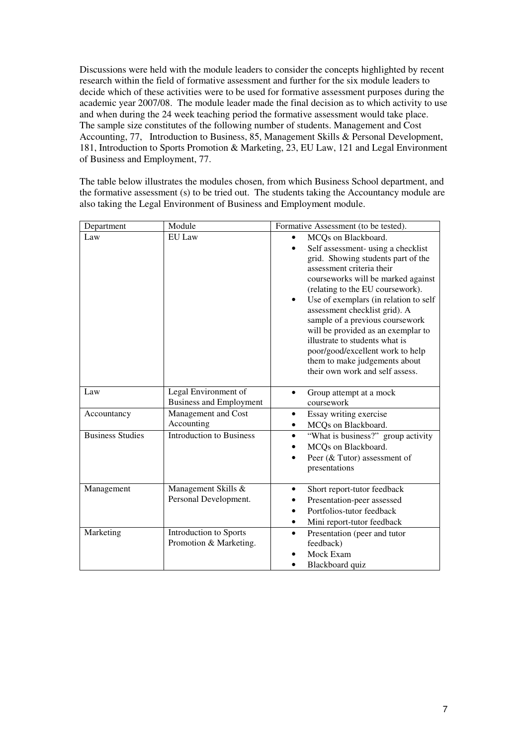Discussions were held with the module leaders to consider the concepts highlighted by recent research within the field of formative assessment and further for the six module leaders to decide which of these activities were to be used for formative assessment purposes during the academic year 2007/08. The module leader made the final decision as to which activity to use and when during the 24 week teaching period the formative assessment would take place. The sample size constitutes of the following number of students. Management and Cost Accounting, 77, Introduction to Business, 85, Management Skills & Personal Development, 181, Introduction to Sports Promotion & Marketing, 23, EU Law, 121 and Legal Environment of Business and Employment, 77.

The table below illustrates the modules chosen, from which Business School department, and the formative assessment (s) to be tried out. The students taking the Accountancy module are also taking the Legal Environment of Business and Employment module.

| Department | Module | Formative Assessment (to be tested). |
|---|---|---|
| Law | EU Law | • MCQs on Blackboard.<br>• Self assessment- using a checklist grid. Showing students part of the assessment criteria their courseworks will be marked against (relating to the EU coursework).<br>• Use of exemplars (in relation to self assessment checklist grid). A sample of a previous coursework will be provided as an exemplar to illustrate to students what is poor/good/excellent work to help them to make judgements about their own work and self assess. |
| Law | Legal Environment of Business and Employment | • Group attempt at a mock coursework |
| Accountancy | Management and Cost Accounting | • Essay writing exercise<br>• MCQs on Blackboard. |
| Business Studies | Introduction to Business | • "What is business?" group activity<br>• MCQs on Blackboard.<br>• Peer (& Tutor) assessment of presentations |
| Management | Management Skills & Personal Development. | • Short report-tutor feedback<br>• Presentation-peer assessed<br>• Portfolios-tutor feedback<br>• Mini report-tutor feedback |
| Marketing | Introduction to Sports Promotion & Marketing. | • Presentation (peer and tutor feedback)<br>• Mock Exam<br>• Blackboard quiz |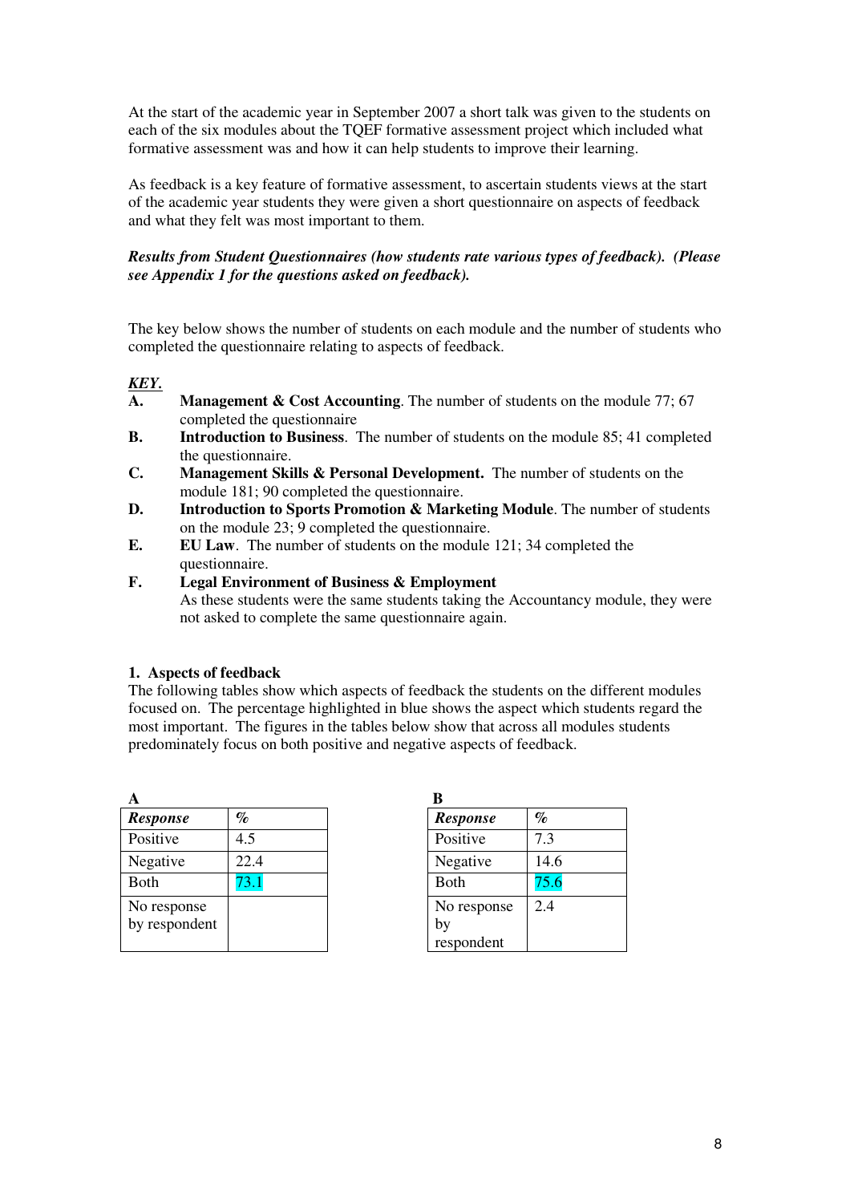At the start of the academic year in September 2007 a short talk was given to the students on each of the six modules about the TQEF formative assessment project which included what formative assessment was and how it can help students to improve their learning.

As feedback is a key feature of formative assessment, to ascertain students views at the start of the academic year students they were given a short questionnaire on aspects of feedback and what they felt was most important to them.

***Results from Student Questionnaires (how students rate various types of feedback). (Please see Appendix 1 for the questions asked on feedback).***

The key below shows the number of students on each module and the number of students who completed the questionnaire relating to aspects of feedback.

***KEY.***

- **A.** **Management & Cost Accounting**. The number of students on the module 77; 67 completed the questionnaire
- **B.** **Introduction to Business**. The number of students on the module 85; 41 completed the questionnaire.
- **C.** **Management Skills & Personal Development.** The number of students on the module 181; 90 completed the questionnaire.
- **D.** **Introduction to Sports Promotion & Marketing Module**. The number of students on the module 23; 9 completed the questionnaire.
- **E.** **EU Law**. The number of students on the module 121; 34 completed the questionnaire.
- **F.** **Legal Environment of Business & Employment**
  As these students were the same students taking the Accountancy module, they were not asked to complete the same questionnaire again.

**1. Aspects of feedback**

The following tables show which aspects of feedback the students on the different modules focused on. The percentage highlighted in blue shows the aspect which students regard the most important. The figures in the tables below show that across all modules students predominately focus on both positive and negative aspects of feedback.

**A**

| ***Response*** | ***%*** |
|---|---|
| Positive | 4.5 |
| Negative | 22.4 |
| Both | 73.1 |
| No response by respondent | |

**B**

| ***Response*** | ***%*** |
|---|---|
| Positive | 7.3 |
| Negative | 14.6 |
| Both | 75.6 |
| No response by respondent | 2.4 |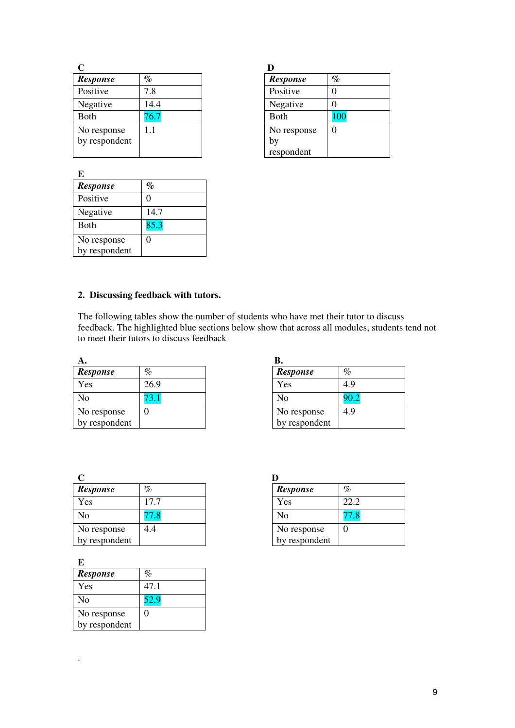**C**

| *Response* | % |
|---|---|
| Positive | 7.8 |
| Negative | 14.4 |
| Both | 76.7 |
| No response by respondent | 1.1 |

**D**

| *Response* | % |
|---|---|
| Positive | 0 |
| Negative | 0 |
| Both | 100 |
| No response by respondent | 0 |

**E**

| *Response* | % |
|---|---|
| Positive | 0 |
| Negative | 14.7 |
| Both | 85.3 |
| No response by respondent | 0 |

## 2. Discussing feedback with tutors.

The following tables show the number of students who have met their tutor to discuss feedback. The highlighted blue sections below show that across all modules, students tend not to meet their tutors to discuss feedback

**A.**

| *Response* | % |
|---|---|
| Yes | 26.9 |
| No | 73.1 |
| No response by respondent | 0 |

**B.**

| *Response* | % |
|---|---|
| Yes | 4.9 |
| No | 90.2 |
| No response by respondent | 4.9 |

**C**

| *Response* | % |
|---|---|
| Yes | 17.7 |
| No | 77.8 |
| No response by respondent | 4.4 |

**D**

| *Response* | % |
|---|---|
| Yes | 22.2 |
| No | 77.8 |
| No response by respondent | 0 |

**E**

| *Response* | % |
|---|---|
| Yes | 47.1 |
| No | 52.9 |
| No response by respondent | 0 |

.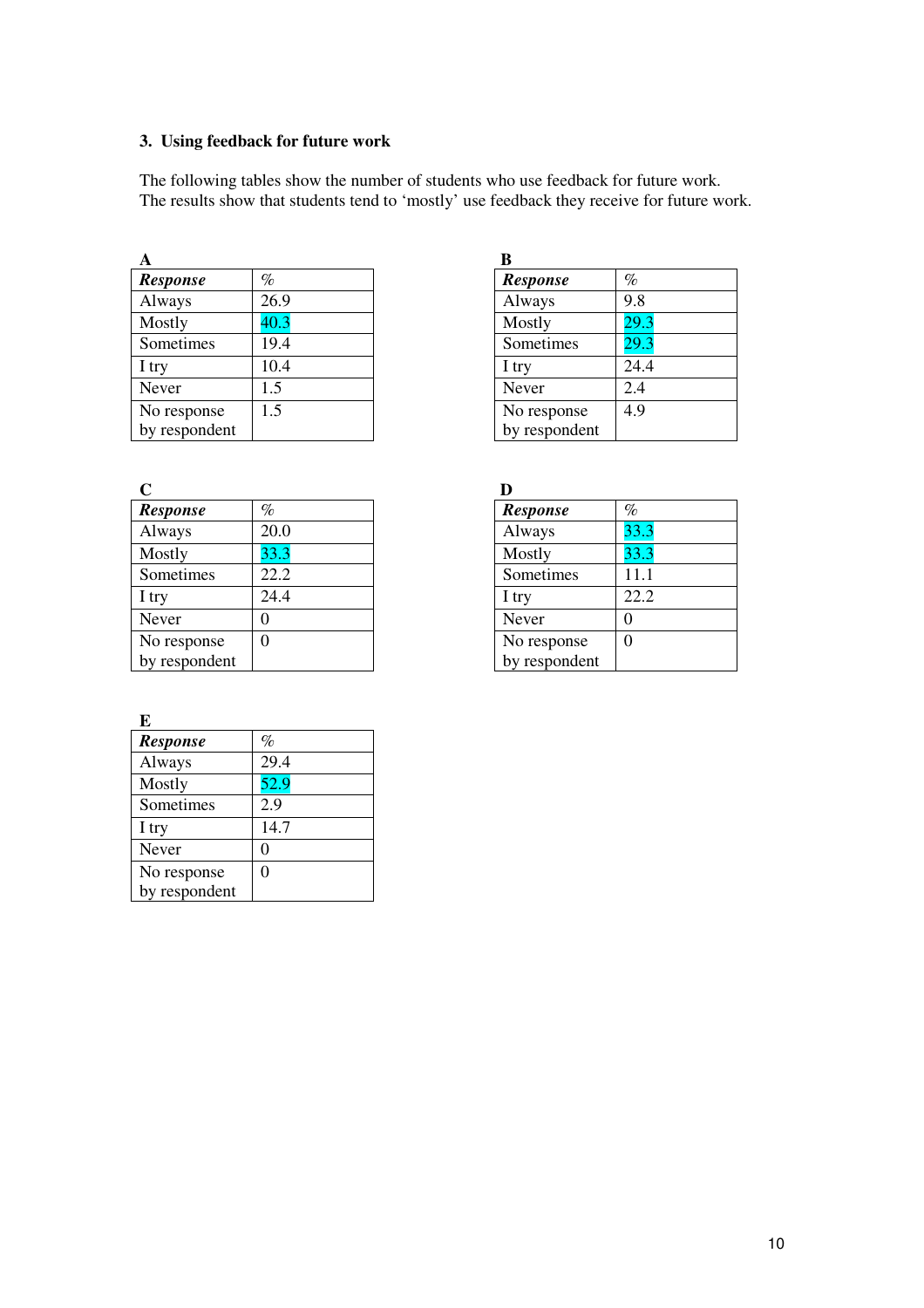### 3. Using feedback for future work

The following tables show the number of students who use feedback for future work.
The results show that students tend to 'mostly' use feedback they receive for future work.

**A**

| ***Response*** | % |
|---|---|
| Always | 26.9 |
| Mostly | 40.3 |
| Sometimes | 19.4 |
| I try | 10.4 |
| Never | 1.5 |
| No response by respondent | 1.5 |

**B**

| ***Response*** | % |
|---|---|
| Always | 9.8 |
| Mostly | 29.3 |
| Sometimes | 29.3 |
| I try | 24.4 |
| Never | 2.4 |
| No response by respondent | 4.9 |

**C**

| ***Response*** | % |
|---|---|
| Always | 20.0 |
| Mostly | 33.3 |
| Sometimes | 22.2 |
| I try | 24.4 |
| Never | 0 |
| No response by respondent | 0 |

**D**

| ***Response*** | % |
|---|---|
| Always | 33.3 |
| Mostly | 33.3 |
| Sometimes | 11.1 |
| I try | 22.2 |
| Never | 0 |
| No response by respondent | 0 |

**E**

| ***Response*** | % |
|---|---|
| Always | 29.4 |
| Mostly | 52.9 |
| Sometimes | 2.9 |
| I try | 14.7 |
| Never | 0 |
| No response by respondent | 0 |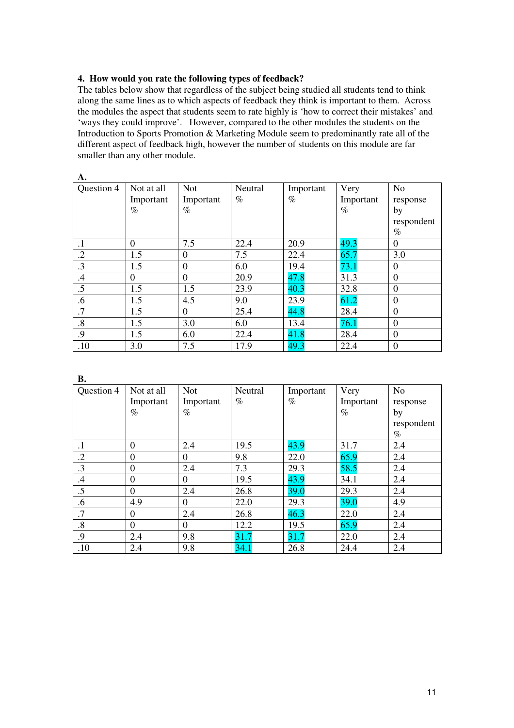**4. How would you rate the following types of feedback?**

The tables below show that regardless of the subject being studied all students tend to think along the same lines as to which aspects of feedback they think is important to them. Across the modules the aspect that students seem to rate highly is 'how to correct their mistakes' and 'ways they could improve'. However, compared to the other modules the students on the Introduction to Sports Promotion & Marketing Module seem to predominantly rate all of the different aspect of feedback high, however the number of students on this module are far smaller than any other module.

**A.**

| Question 4 | Not at all Important % | Not Important % | Neutral % | Important % | Very Important % | No response by respondent % |
|---|---|---|---|---|---|---|
| .1 | 0 | 7.5 | 22.4 | 20.9 | 49.3 | 0 |
| .2 | 1.5 | 0 | 7.5 | 22.4 | 65.7 | 3.0 |
| .3 | 1.5 | 0 | 6.0 | 19.4 | 73.1 | 0 |
| .4 | 0 | 0 | 20.9 | 47.8 | 31.3 | 0 |
| .5 | 1.5 | 1.5 | 23.9 | 40.3 | 32.8 | 0 |
| .6 | 1.5 | 4.5 | 9.0 | 23.9 | 61.2 | 0 |
| .7 | 1.5 | 0 | 25.4 | 44.8 | 28.4 | 0 |
| .8 | 1.5 | 3.0 | 6.0 | 13.4 | 76.1 | 0 |
| .9 | 1.5 | 6.0 | 22.4 | 41.8 | 28.4 | 0 |
| .10 | 3.0 | 7.5 | 17.9 | 49.3 | 22.4 | 0 |

**B.**

| Question 4 | Not at all Important % | Not Important % | Neutral % | Important % | Very Important % | No response by respondent % |
|---|---|---|---|---|---|---|
| .1 | 0 | 2.4 | 19.5 | 43.9 | 31.7 | 2.4 |
| .2 | 0 | 0 | 9.8 | 22.0 | 65.9 | 2.4 |
| .3 | 0 | 2.4 | 7.3 | 29.3 | 58.5 | 2.4 |
| .4 | 0 | 0 | 19.5 | 43.9 | 34.1 | 2.4 |
| .5 | 0 | 2.4 | 26.8 | 39.0 | 29.3 | 2.4 |
| .6 | 4.9 | 0 | 22.0 | 29.3 | 39.0 | 4.9 |
| .7 | 0 | 2.4 | 26.8 | 46.3 | 22.0 | 2.4 |
| .8 | 0 | 0 | 12.2 | 19.5 | 65.9 | 2.4 |
| .9 | 2.4 | 9.8 | 31.7 | 31.7 | 22.0 | 2.4 |
| .10 | 2.4 | 9.8 | 34.1 | 26.8 | 24.4 | 2.4 |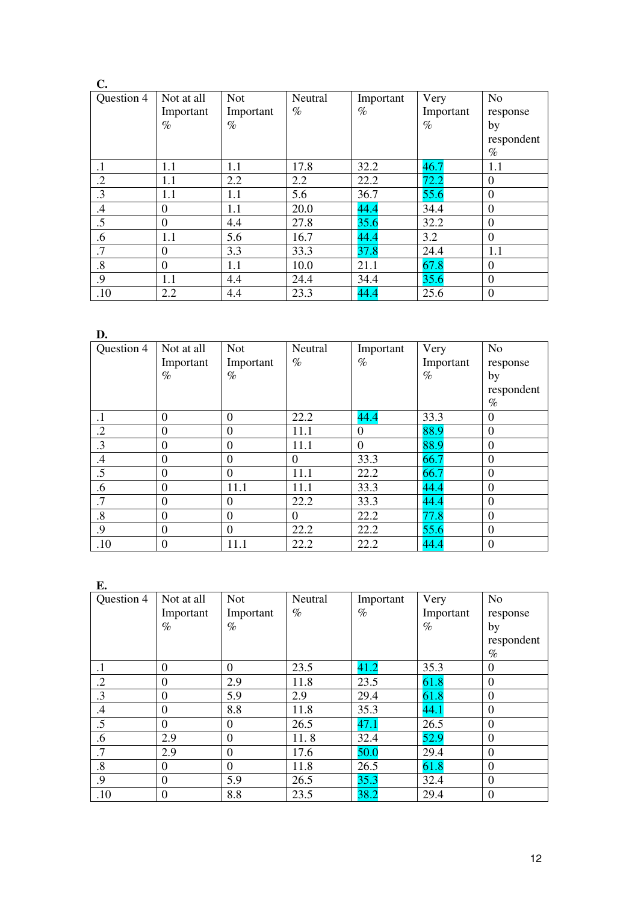**C.**

| Question 4 | Not at all Important % | Not Important % | Neutral % | Important % | Very Important % | No response by respondent % |
|---|---|---|---|---|---|---|
| .1 | 1.1 | 1.1 | 17.8 | 32.2 | 46.7 | 1.1 |
| .2 | 1.1 | 2.2 | 2.2 | 22.2 | 72.2 | 0 |
| .3 | 1.1 | 1.1 | 5.6 | 36.7 | 55.6 | 0 |
| .4 | 0 | 1.1 | 20.0 | 44.4 | 34.4 | 0 |
| .5 | 0 | 4.4 | 27.8 | 35.6 | 32.2 | 0 |
| .6 | 1.1 | 5.6 | 16.7 | 44.4 | 3.2 | 0 |
| .7 | 0 | 3.3 | 33.3 | 37.8 | 24.4 | 1.1 |
| .8 | 0 | 1.1 | 10.0 | 21.1 | 67.8 | 0 |
| .9 | 1.1 | 4.4 | 24.4 | 34.4 | 35.6 | 0 |
| .10 | 2.2 | 4.4 | 23.3 | 44.4 | 25.6 | 0 |

**D.**

| Question 4 | Not at all Important % | Not Important % | Neutral % | Important % | Very Important % | No response by respondent % |
|---|---|---|---|---|---|---|
| .1 | 0 | 0 | 22.2 | 44.4 | 33.3 | 0 |
| .2 | 0 | 0 | 11.1 | 0 | 88.9 | 0 |
| .3 | 0 | 0 | 11.1 | 0 | 88.9 | 0 |
| .4 | 0 | 0 | 0 | 33.3 | 66.7 | 0 |
| .5 | 0 | 0 | 11.1 | 22.2 | 66.7 | 0 |
| .6 | 0 | 11.1 | 11.1 | 33.3 | 44.4 | 0 |
| .7 | 0 | 0 | 22.2 | 33.3 | 44.4 | 0 |
| .8 | 0 | 0 | 0 | 22.2 | 77.8 | 0 |
| .9 | 0 | 0 | 22.2 | 22.2 | 55.6 | 0 |
| .10 | 0 | 11.1 | 22.2 | 22.2 | 44.4 | 0 |

**E.**

| Question 4 | Not at all Important % | Not Important % | Neutral % | Important % | Very Important % | No response by respondent % |
|---|---|---|---|---|---|---|
| .1 | 0 | 0 | 23.5 | 41.2 | 35.3 | 0 |
| .2 | 0 | 2.9 | 11.8 | 23.5 | 61.8 | 0 |
| .3 | 0 | 5.9 | 2.9 | 29.4 | 61.8 | 0 |
| .4 | 0 | 8.8 | 11.8 | 35.3 | 44.1 | 0 |
| .5 | 0 | 0 | 26.5 | 47.1 | 26.5 | 0 |
| .6 | 2.9 | 0 | 11. 8 | 32.4 | 52.9 | 0 |
| .7 | 2.9 | 0 | 17.6 | 50.0 | 29.4 | 0 |
| .8 | 0 | 0 | 11.8 | 26.5 | 61.8 | 0 |
| .9 | 0 | 5.9 | 26.5 | 35.3 | 32.4 | 0 |
| .10 | 0 | 8.8 | 23.5 | 38.2 | 29.4 | 0 |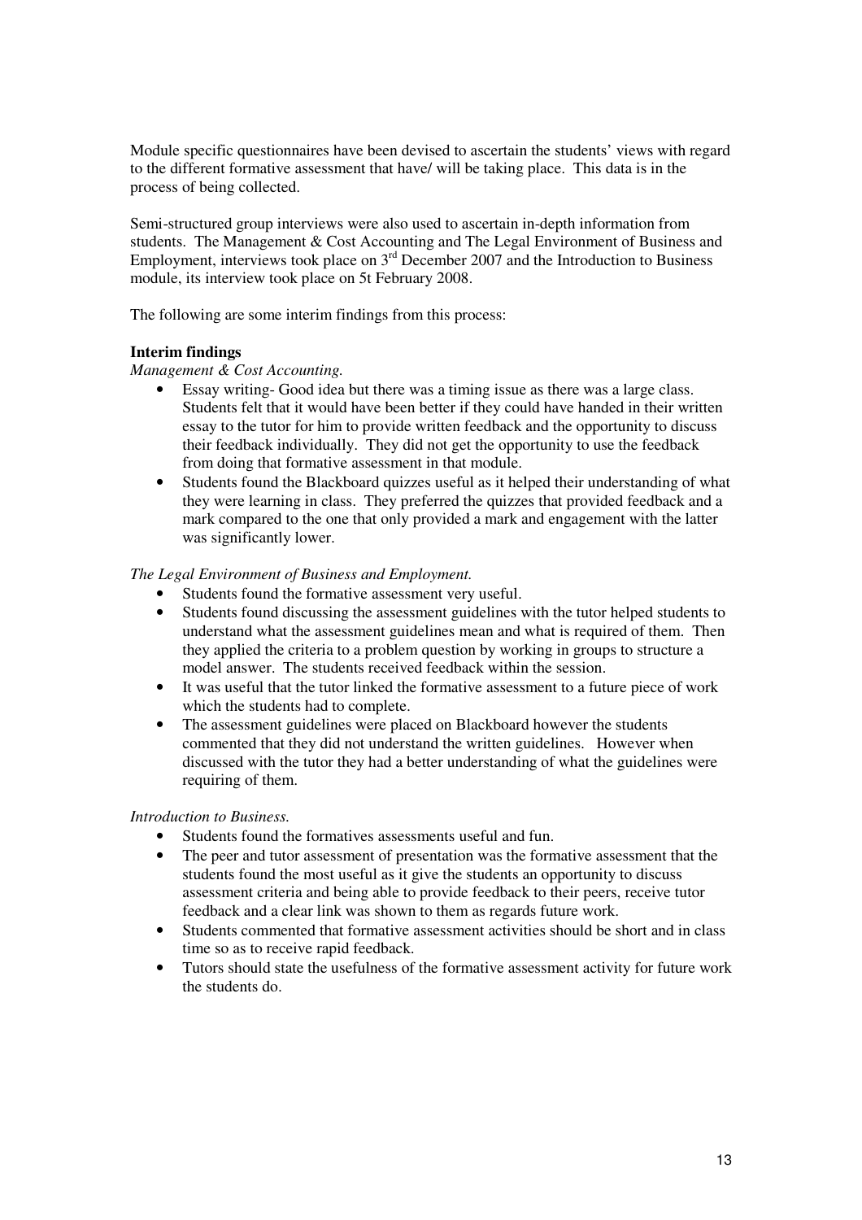Module specific questionnaires have been devised to ascertain the students' views with regard to the different formative assessment that have/ will be taking place. This data is in the process of being collected.

Semi-structured group interviews were also used to ascertain in-depth information from students. The Management & Cost Accounting and The Legal Environment of Business and Employment, interviews took place on 3rd December 2007 and the Introduction to Business module, its interview took place on 5t February 2008.

The following are some interim findings from this process:

**Interim findings**

*Management & Cost Accounting.*

- Essay writing- Good idea but there was a timing issue as there was a large class. Students felt that it would have been better if they could have handed in their written essay to the tutor for him to provide written feedback and the opportunity to discuss their feedback individually. They did not get the opportunity to use the feedback from doing that formative assessment in that module.
- Students found the Blackboard quizzes useful as it helped their understanding of what they were learning in class. They preferred the quizzes that provided feedback and a mark compared to the one that only provided a mark and engagement with the latter was significantly lower.

*The Legal Environment of Business and Employment.*

- Students found the formative assessment very useful.
- Students found discussing the assessment guidelines with the tutor helped students to understand what the assessment guidelines mean and what is required of them. Then they applied the criteria to a problem question by working in groups to structure a model answer. The students received feedback within the session.
- It was useful that the tutor linked the formative assessment to a future piece of work which the students had to complete.
- The assessment guidelines were placed on Blackboard however the students commented that they did not understand the written guidelines. However when discussed with the tutor they had a better understanding of what the guidelines were requiring of them.

*Introduction to Business.*

- Students found the formatives assessments useful and fun.
- The peer and tutor assessment of presentation was the formative assessment that the students found the most useful as it give the students an opportunity to discuss assessment criteria and being able to provide feedback to their peers, receive tutor feedback and a clear link was shown to them as regards future work.
- Students commented that formative assessment activities should be short and in class time so as to receive rapid feedback.
- Tutors should state the usefulness of the formative assessment activity for future work the students do.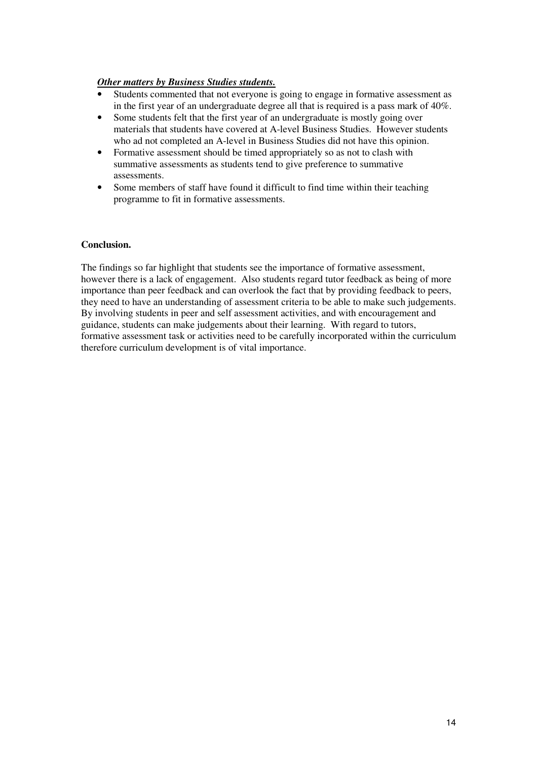***Other matters by Business Studies students.***

- Students commented that not everyone is going to engage in formative assessment as in the first year of an undergraduate degree all that is required is a pass mark of 40%.
- Some students felt that the first year of an undergraduate is mostly going over materials that students have covered at A-level Business Studies. However students who ad not completed an A-level in Business Studies did not have this opinion.
- Formative assessment should be timed appropriately so as not to clash with summative assessments as students tend to give preference to summative assessments.
- Some members of staff have found it difficult to find time within their teaching programme to fit in formative assessments.

**Conclusion.**

The findings so far highlight that students see the importance of formative assessment, however there is a lack of engagement. Also students regard tutor feedback as being of more importance than peer feedback and can overlook the fact that by providing feedback to peers, they need to have an understanding of assessment criteria to be able to make such judgements. By involving students in peer and self assessment activities, and with encouragement and guidance, students can make judgements about their learning. With regard to tutors, formative assessment task or activities need to be carefully incorporated within the curriculum therefore curriculum development is of vital importance.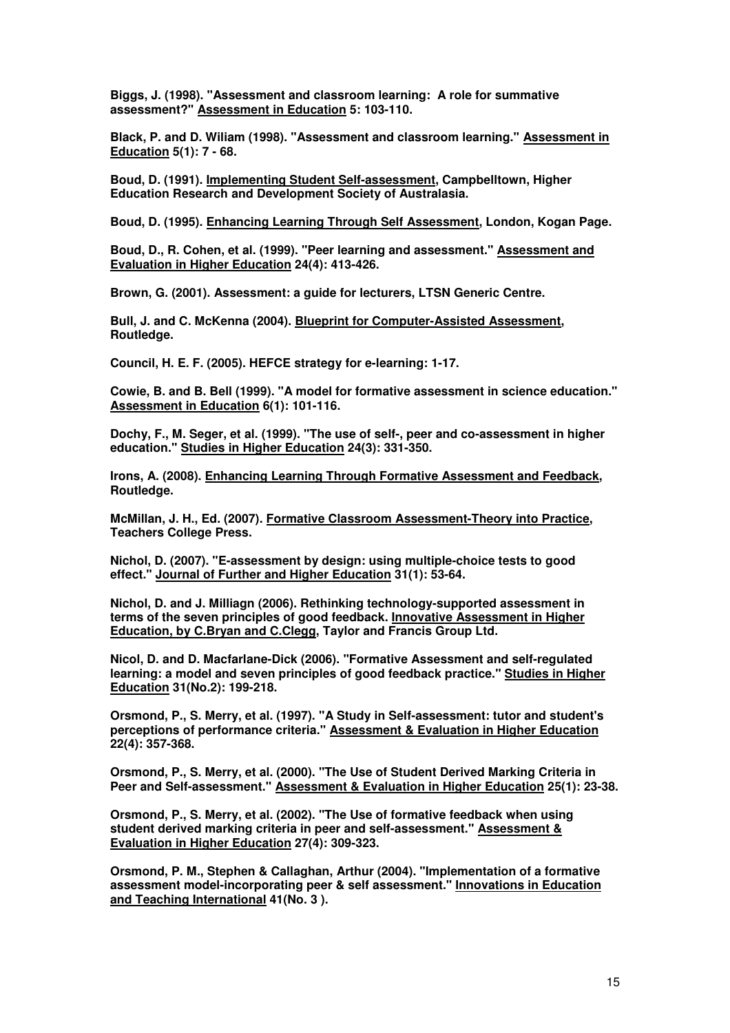**Biggs, J. (1998). "Assessment and classroom learning: A role for summative assessment?" Assessment in Education 5: 103-110.**

**Black, P. and D. Wiliam (1998). "Assessment and classroom learning." Assessment in Education 5(1): 7 - 68.**

**Boud, D. (1991). Implementing Student Self-assessment, Campbelltown, Higher Education Research and Development Society of Australasia.**

**Boud, D. (1995). Enhancing Learning Through Self Assessment, London, Kogan Page.**

**Boud, D., R. Cohen, et al. (1999). "Peer learning and assessment." Assessment and Evaluation in Higher Education 24(4): 413-426.**

**Brown, G. (2001). Assessment: a guide for lecturers, LTSN Generic Centre.**

**Bull, J. and C. McKenna (2004). Blueprint for Computer-Assisted Assessment, Routledge.**

**Council, H. E. F. (2005). HEFCE strategy for e-learning: 1-17.**

**Cowie, B. and B. Bell (1999). "A model for formative assessment in science education." Assessment in Education 6(1): 101-116.**

**Dochy, F., M. Seger, et al. (1999). "The use of self-, peer and co-assessment in higher education." Studies in Higher Education 24(3): 331-350.**

**Irons, A. (2008). Enhancing Learning Through Formative Assessment and Feedback, Routledge.**

**McMillan, J. H., Ed. (2007). Formative Classroom Assessment-Theory into Practice, Teachers College Press.**

**Nichol, D. (2007). "E-assessment by design: using multiple-choice tests to good effect." Journal of Further and Higher Education 31(1): 53-64.**

**Nichol, D. and J. Milliagn (2006). Rethinking technology-supported assessment in terms of the seven principles of good feedback. Innovative Assessment in Higher Education, by C.Bryan and C.Clegg, Taylor and Francis Group Ltd.**

**Nicol, D. and D. Macfarlane-Dick (2006). "Formative Assessment and self-regulated learning: a model and seven principles of good feedback practice." Studies in Higher Education 31(No.2): 199-218.**

**Orsmond, P., S. Merry, et al. (1997). "A Study in Self-assessment: tutor and student's perceptions of performance criteria." Assessment & Evaluation in Higher Education 22(4): 357-368.**

**Orsmond, P., S. Merry, et al. (2000). "The Use of Student Derived Marking Criteria in Peer and Self-assessment." Assessment & Evaluation in Higher Education 25(1): 23-38.**

**Orsmond, P., S. Merry, et al. (2002). "The Use of formative feedback when using student derived marking criteria in peer and self-assessment." Assessment & Evaluation in Higher Education 27(4): 309-323.**

**Orsmond, P. M., Stephen & Callaghan, Arthur (2004). "Implementation of a formative assessment model-incorporating peer & self assessment." Innovations in Education and Teaching International 41(No. 3 ).**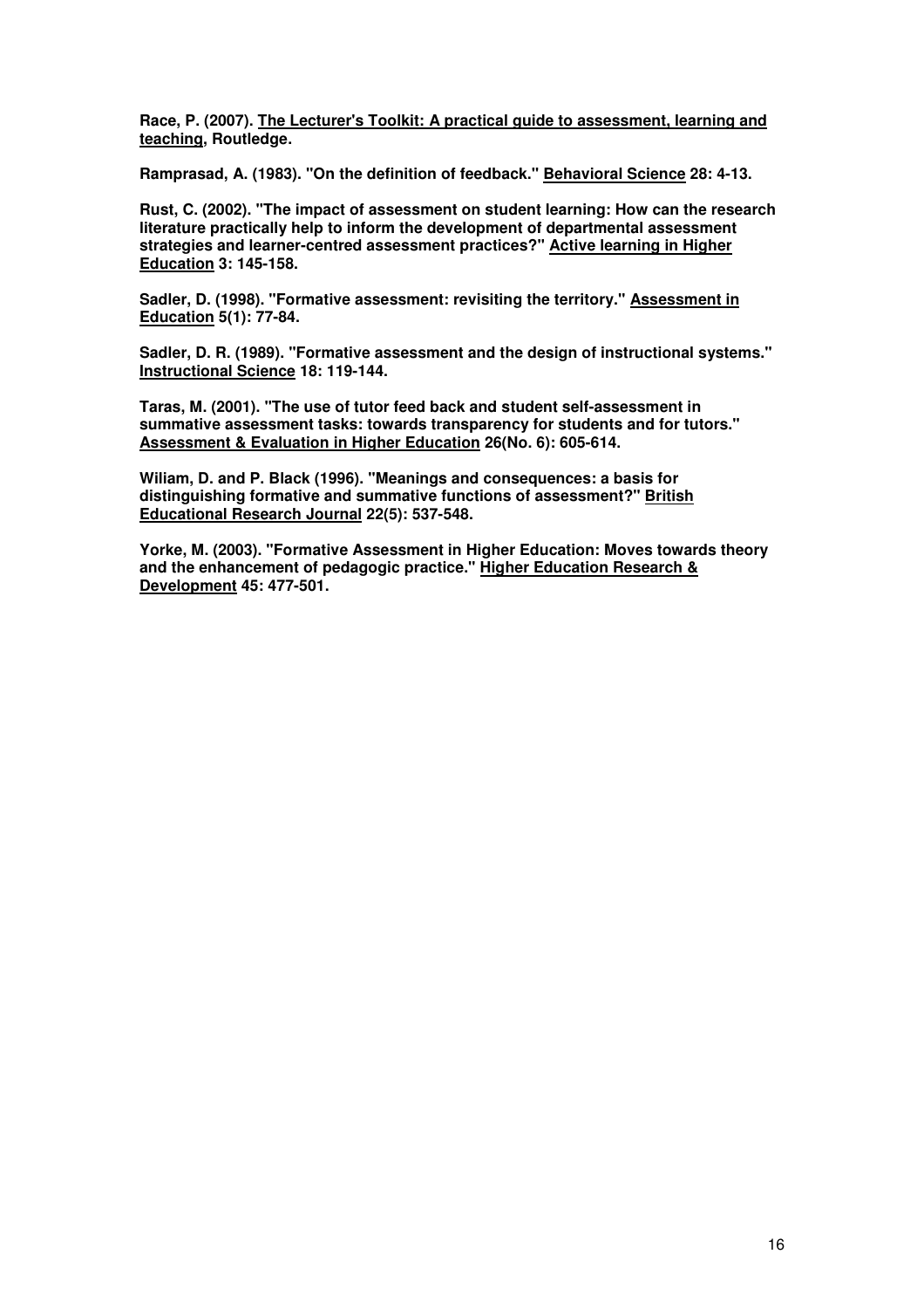**Race, P. (2007). <u>The Lecturer's Toolkit: A practical guide to assessment, learning and teaching</u>, Routledge.**

**Ramprasad, A. (1983). "On the definition of feedback." <u>Behavioral Science</u> 28: 4-13.**

**Rust, C. (2002). "The impact of assessment on student learning: How can the research literature practically help to inform the development of departmental assessment strategies and learner-centred assessment practices?" <u>Active learning in Higher Education</u> 3: 145-158.**

**Sadler, D. (1998). "Formative assessment: revisiting the territory." <u>Assessment in Education</u> 5(1): 77-84.**

**Sadler, D. R. (1989). "Formative assessment and the design of instructional systems." <u>Instructional Science</u> 18: 119-144.**

**Taras, M. (2001). "The use of tutor feed back and student self-assessment in summative assessment tasks: towards transparency for students and for tutors." <u>Assessment & Evaluation in Higher Education</u> 26(No. 6): 605-614.**

**Wiliam, D. and P. Black (1996). "Meanings and consequences: a basis for distinguishing formative and summative functions of assessment?" <u>British Educational Research Journal</u> 22(5): 537-548.**

**Yorke, M. (2003). "Formative Assessment in Higher Education: Moves towards theory and the enhancement of pedagogic practice." <u>Higher Education Research & Development</u> 45: 477-501.**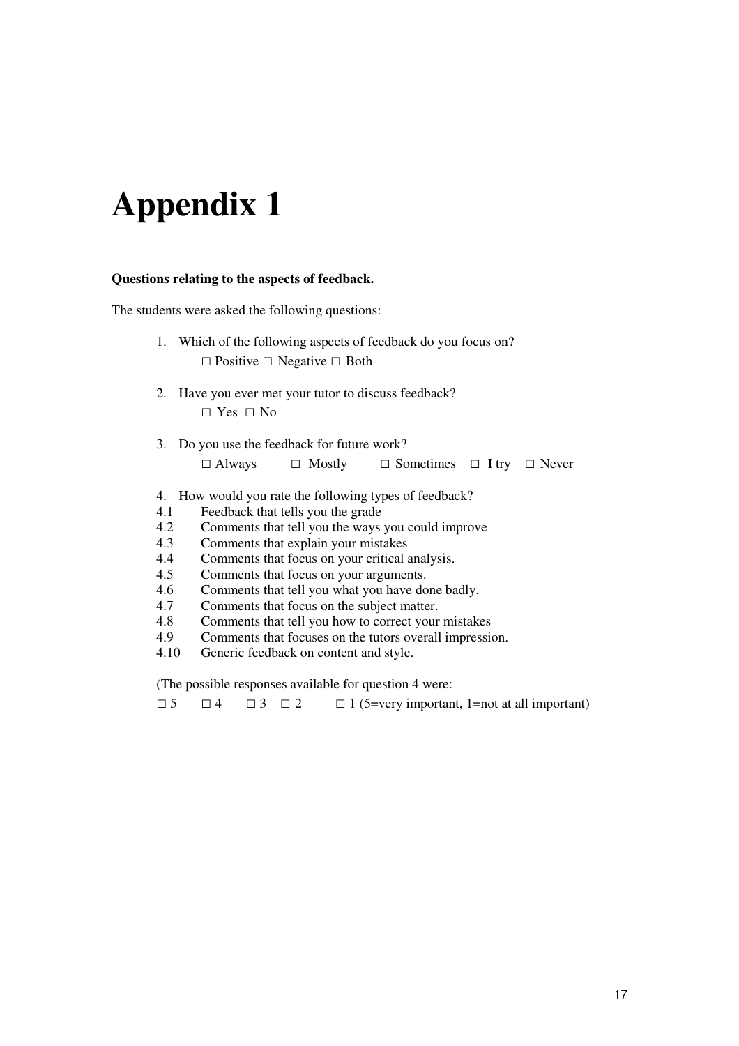# Appendix 1

**Questions relating to the aspects of feedback.**

The students were asked the following questions:

1. Which of the following aspects of feedback do you focus on?

   □ Positive □ Negative □ Both

2. Have you ever met your tutor to discuss feedback?

   □ Yes □ No

3. Do you use the feedback for future work?

   □ Always □ Mostly □ Sometimes □ I try □ Never

4. How would you rate the following types of feedback?

4.1 Feedback that tells you the grade
4.2 Comments that tell you the ways you could improve
4.3 Comments that explain your mistakes
4.4 Comments that focus on your critical analysis.
4.5 Comments that focus on your arguments.
4.6 Comments that tell you what you have done badly.
4.7 Comments that focus on the subject matter.
4.8 Comments that tell you how to correct your mistakes
4.9 Comments that focuses on the tutors overall impression.
4.10 Generic feedback on content and style.

(The possible responses available for question 4 were:

□ 5 □ 4 □ 3 □ 2 □ 1 (5=very important, 1=not at all important)